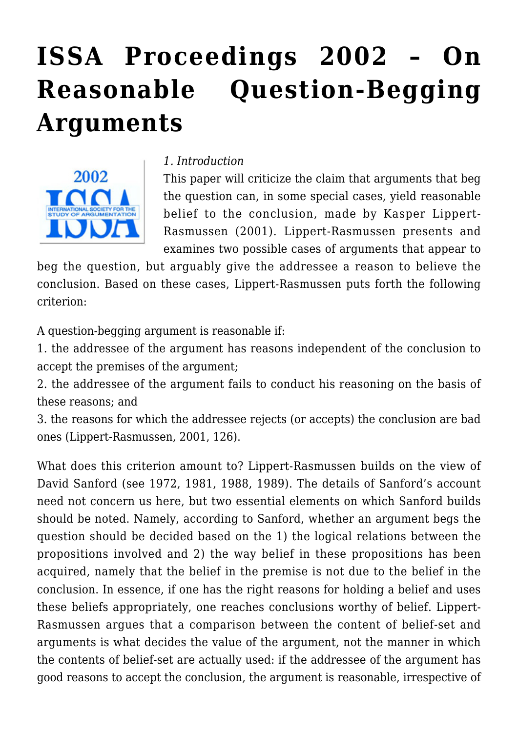# ISSA Proceedings 2002 – On Reasonable Question-Begging Arguments

*1. Introduction*

This paper will criticize the claim that arguments that beg the question can, in some special cases, yield reasonable belief to the conclusion, made by Kasper Lippert-Rasmussen (2001). Lippert-Rasmussen presents and examines two possible cases of arguments that appear to beg the question, but arguably give the addressee a reason to believe the conclusion. Based on these cases, Lippert-Rasmussen puts forth the following criterion:

A question-begging argument is reasonable if:

1. the addressee of the argument has reasons independent of the conclusion to accept the premises of the argument;
2. the addressee of the argument fails to conduct his reasoning on the basis of these reasons; and
3. the reasons for which the addressee rejects (or accepts) the conclusion are bad ones (Lippert-Rasmussen, 2001, 126).

What does this criterion amount to? Lippert-Rasmussen builds on the view of David Sanford (see 1972, 1981, 1988, 1989). The details of Sanford's account need not concern us here, but two essential elements on which Sanford builds should be noted. Namely, according to Sanford, whether an argument begs the question should be decided based on the 1) the logical relations between the propositions involved and 2) the way belief in these propositions has been acquired, namely that the belief in the premise is not due to the belief in the conclusion. In essence, if one has the right reasons for holding a belief and uses these beliefs appropriately, one reaches conclusions worthy of belief. Lippert-Rasmussen argues that a comparison between the content of belief-set and arguments is what decides the value of the argument, not the manner in which the contents of belief-set are actually used: if the addressee of the argument has good reasons to accept the conclusion, the argument is reasonable, irrespective of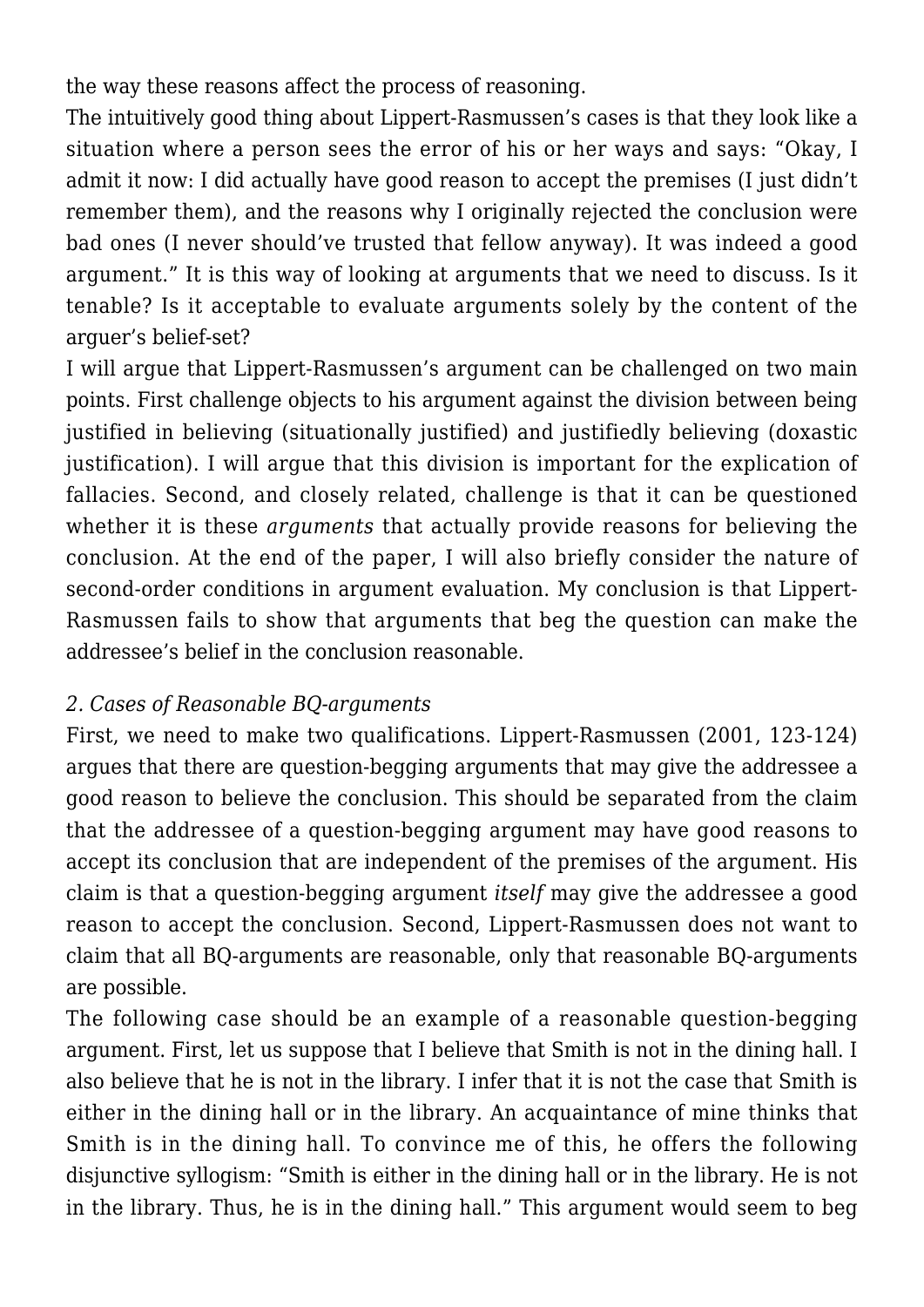the way these reasons affect the process of reasoning.

The intuitively good thing about Lippert-Rasmussen's cases is that they look like a situation where a person sees the error of his or her ways and says: "Okay, I admit it now: I did actually have good reason to accept the premises (I just didn't remember them), and the reasons why I originally rejected the conclusion were bad ones (I never should've trusted that fellow anyway). It was indeed a good argument." It is this way of looking at arguments that we need to discuss. Is it tenable? Is it acceptable to evaluate arguments solely by the content of the arguer's belief-set?

I will argue that Lippert-Rasmussen's argument can be challenged on two main points. First challenge objects to his argument against the division between being justified in believing (situationally justified) and justifiedly believing (doxastic justification). I will argue that this division is important for the explication of fallacies. Second, and closely related, challenge is that it can be questioned whether it is these *arguments* that actually provide reasons for believing the conclusion. At the end of the paper, I will also briefly consider the nature of second-order conditions in argument evaluation. My conclusion is that Lippert-Rasmussen fails to show that arguments that beg the question can make the addressee's belief in the conclusion reasonable.

## *2. Cases of Reasonable BQ-arguments*

First, we need to make two qualifications. Lippert-Rasmussen (2001, 123-124) argues that there are question-begging arguments that may give the addressee a good reason to believe the conclusion. This should be separated from the claim that the addressee of a question-begging argument may have good reasons to accept its conclusion that are independent of the premises of the argument. His claim is that a question-begging argument *itself* may give the addressee a good reason to accept the conclusion. Second, Lippert-Rasmussen does not want to claim that all BQ-arguments are reasonable, only that reasonable BQ-arguments are possible.

The following case should be an example of a reasonable question-begging argument. First, let us suppose that I believe that Smith is not in the dining hall. I also believe that he is not in the library. I infer that it is not the case that Smith is either in the dining hall or in the library. An acquaintance of mine thinks that Smith is in the dining hall. To convince me of this, he offers the following disjunctive syllogism: "Smith is either in the dining hall or in the library. He is not in the library. Thus, he is in the dining hall." This argument would seem to beg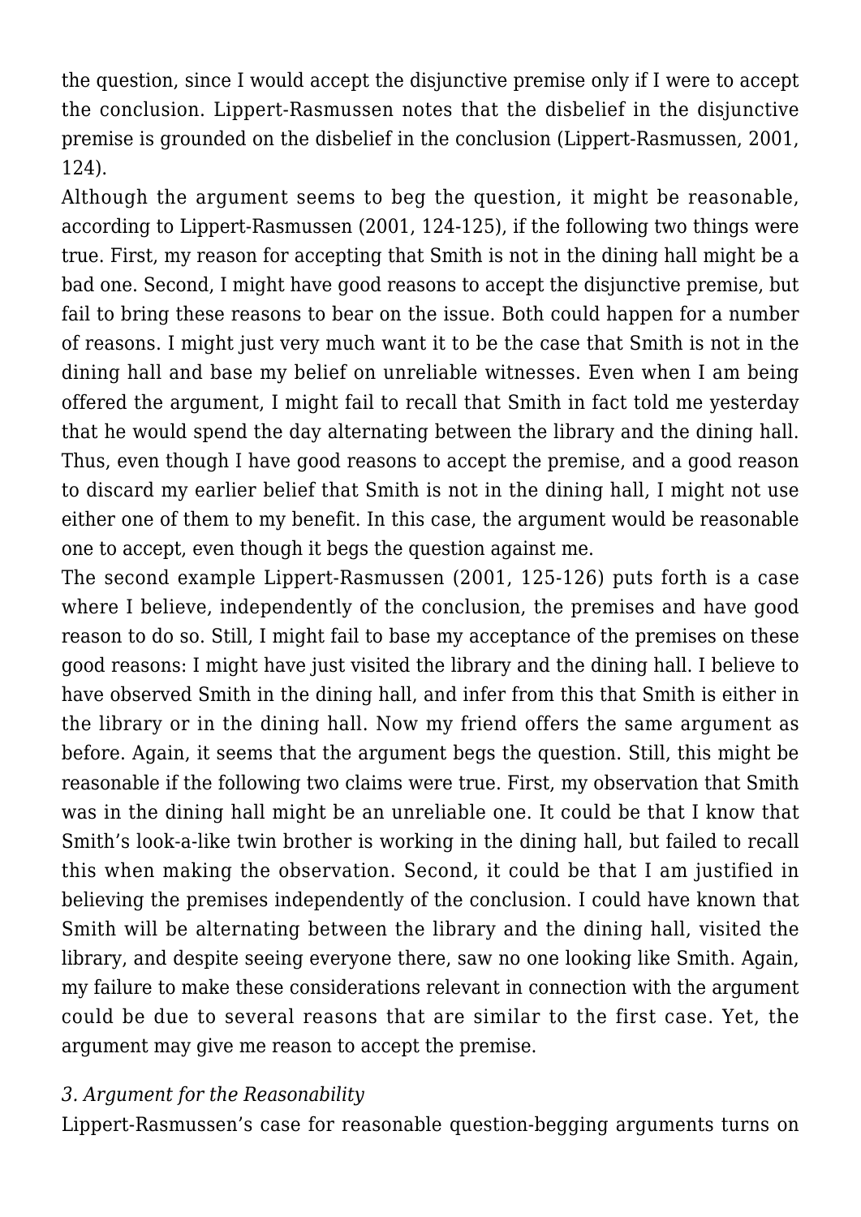the question, since I would accept the disjunctive premise only if I were to accept the conclusion. Lippert-Rasmussen notes that the disbelief in the disjunctive premise is grounded on the disbelief in the conclusion (Lippert-Rasmussen, 2001, 124).

Although the argument seems to beg the question, it might be reasonable, according to Lippert-Rasmussen (2001, 124-125), if the following two things were true. First, my reason for accepting that Smith is not in the dining hall might be a bad one. Second, I might have good reasons to accept the disjunctive premise, but fail to bring these reasons to bear on the issue. Both could happen for a number of reasons. I might just very much want it to be the case that Smith is not in the dining hall and base my belief on unreliable witnesses. Even when I am being offered the argument, I might fail to recall that Smith in fact told me yesterday that he would spend the day alternating between the library and the dining hall. Thus, even though I have good reasons to accept the premise, and a good reason to discard my earlier belief that Smith is not in the dining hall, I might not use either one of them to my benefit. In this case, the argument would be reasonable one to accept, even though it begs the question against me.

The second example Lippert-Rasmussen (2001, 125-126) puts forth is a case where I believe, independently of the conclusion, the premises and have good reason to do so. Still, I might fail to base my acceptance of the premises on these good reasons: I might have just visited the library and the dining hall. I believe to have observed Smith in the dining hall, and infer from this that Smith is either in the library or in the dining hall. Now my friend offers the same argument as before. Again, it seems that the argument begs the question. Still, this might be reasonable if the following two claims were true. First, my observation that Smith was in the dining hall might be an unreliable one. It could be that I know that Smith's look-a-like twin brother is working in the dining hall, but failed to recall this when making the observation. Second, it could be that I am justified in believing the premises independently of the conclusion. I could have known that Smith will be alternating between the library and the dining hall, visited the library, and despite seeing everyone there, saw no one looking like Smith. Again, my failure to make these considerations relevant in connection with the argument could be due to several reasons that are similar to the first case. Yet, the argument may give me reason to accept the premise.

### *3. Argument for the Reasonability*

Lippert-Rasmussen's case for reasonable question-begging arguments turns on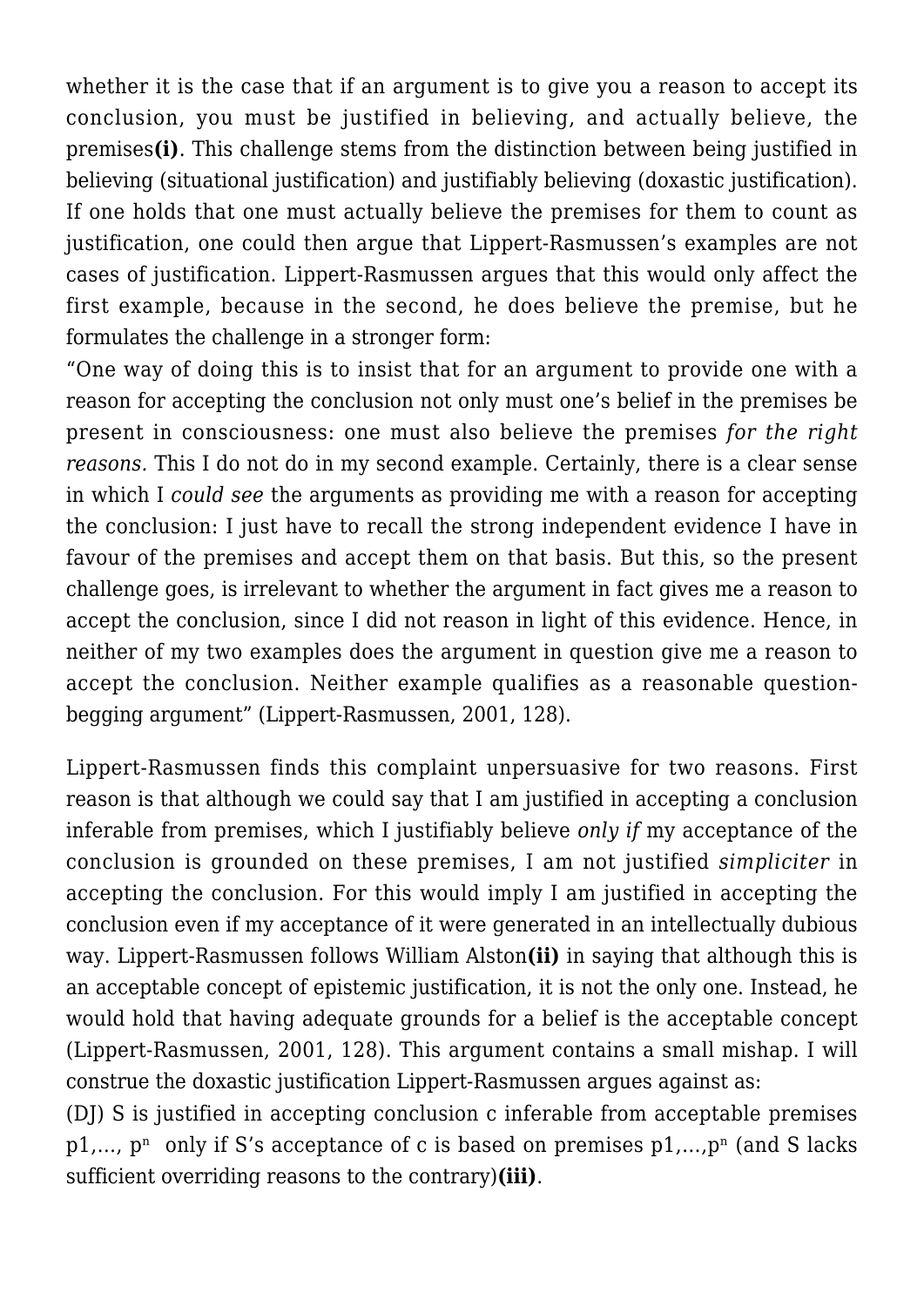whether it is the case that if an argument is to give you a reason to accept its conclusion, you must be justified in believing, and actually believe, the premises**(i)**. This challenge stems from the distinction between being justified in believing (situational justification) and justifiably believing (doxastic justification). If one holds that one must actually believe the premises for them to count as justification, one could then argue that Lippert-Rasmussen's examples are not cases of justification. Lippert-Rasmussen argues that this would only affect the first example, because in the second, he does believe the premise, but he formulates the challenge in a stronger form:

"One way of doing this is to insist that for an argument to provide one with a reason for accepting the conclusion not only must one's belief in the premises be present in consciousness: one must also believe the premises *for the right reasons.* This I do not do in my second example. Certainly, there is a clear sense in which I *could see* the arguments as providing me with a reason for accepting the conclusion: I just have to recall the strong independent evidence I have in favour of the premises and accept them on that basis. But this, so the present challenge goes, is irrelevant to whether the argument in fact gives me a reason to accept the conclusion, since I did not reason in light of this evidence. Hence, in neither of my two examples does the argument in question give me a reason to accept the conclusion. Neither example qualifies as a reasonable question-begging argument" (Lippert-Rasmussen, 2001, 128).

Lippert-Rasmussen finds this complaint unpersuasive for two reasons. First reason is that although we could say that I am justified in accepting a conclusion inferable from premises, which I justifiably believe *only if* my acceptance of the conclusion is grounded on these premises, I am not justified *simpliciter* in accepting the conclusion. For this would imply I am justified in accepting the conclusion even if my acceptance of it were generated in an intellectually dubious way. Lippert-Rasmussen follows William Alston**(ii)** in saying that although this is an acceptable concept of epistemic justification, it is not the only one. Instead, he would hold that having adequate grounds for a belief is the acceptable concept (Lippert-Rasmussen, 2001, 128). This argument contains a small mishap. I will construe the doxastic justification Lippert-Rasmussen argues against as:

(DJ) S is justified in accepting conclusion c inferable from acceptable premises $p1,\ldots, p^n$ only if S's acceptance of c is based on premises $p1,\ldots,p^n$ (and S lacks sufficient overriding reasons to the contrary)**(iii)**.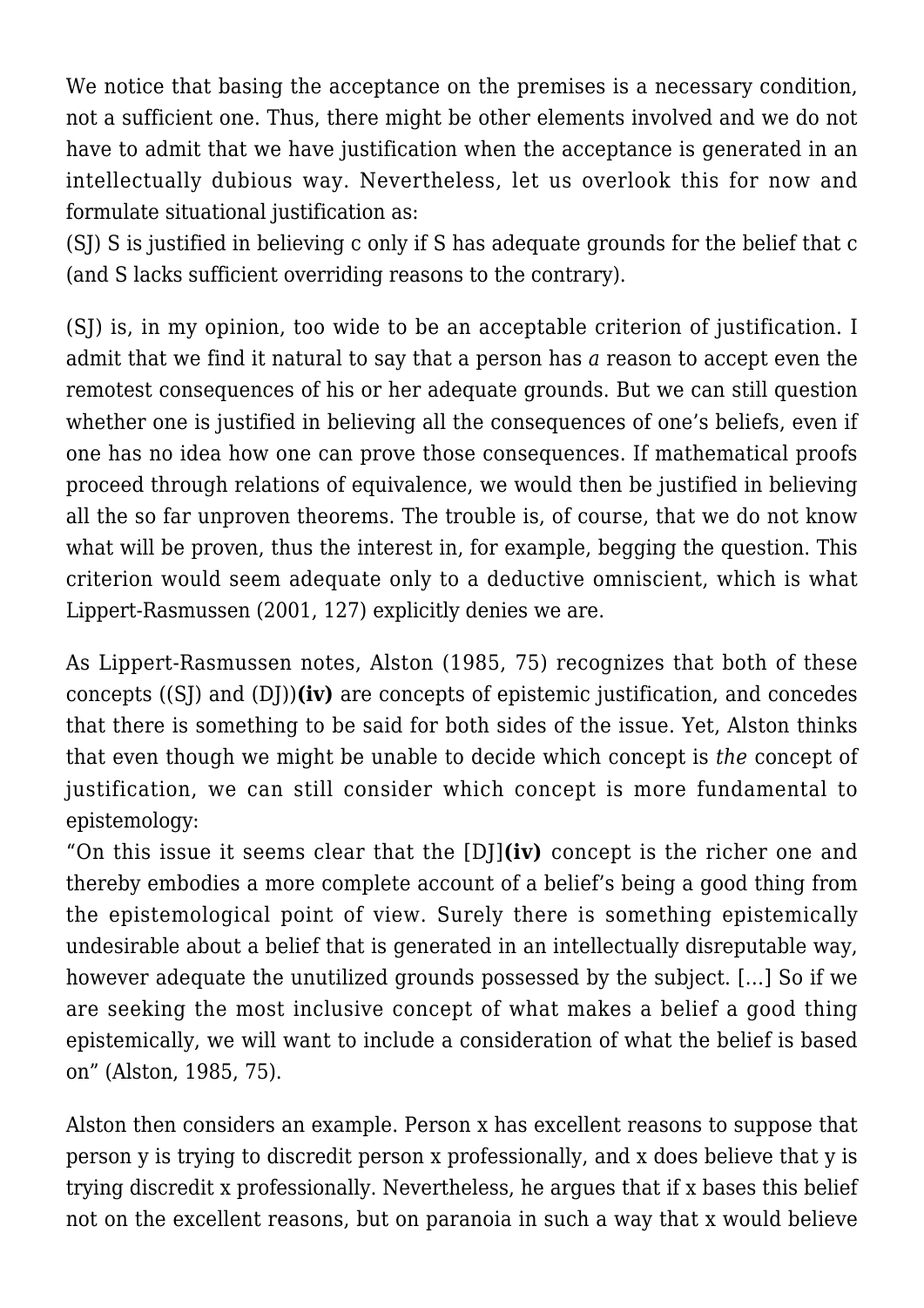We notice that basing the acceptance on the premises is a necessary condition, not a sufficient one. Thus, there might be other elements involved and we do not have to admit that we have justification when the acceptance is generated in an intellectually dubious way. Nevertheless, let us overlook this for now and formulate situational justification as:

(SJ) S is justified in believing c only if S has adequate grounds for the belief that c (and S lacks sufficient overriding reasons to the contrary).

(SJ) is, in my opinion, too wide to be an acceptable criterion of justification. I admit that we find it natural to say that a person has *a* reason to accept even the remotest consequences of his or her adequate grounds. But we can still question whether one is justified in believing all the consequences of one's beliefs, even if one has no idea how one can prove those consequences. If mathematical proofs proceed through relations of equivalence, we would then be justified in believing all the so far unproven theorems. The trouble is, of course, that we do not know what will be proven, thus the interest in, for example, begging the question. This criterion would seem adequate only to a deductive omniscient, which is what Lippert-Rasmussen (2001, 127) explicitly denies we are.

As Lippert-Rasmussen notes, Alston (1985, 75) recognizes that both of these concepts ((SJ) and (DJ)**(iv)** are concepts of epistemic justification, and concedes that there is something to be said for both sides of the issue. Yet, Alston thinks that even though we might be unable to decide which concept is *the* concept of justification, we can still consider which concept is more fundamental to epistemology:

"On this issue it seems clear that the [DJ]**(iv)** concept is the richer one and thereby embodies a more complete account of a belief's being a good thing from the epistemological point of view. Surely there is something epistemically undesirable about a belief that is generated in an intellectually disreputable way, however adequate the unutilized grounds possessed by the subject. [...] So if we are seeking the most inclusive concept of what makes a belief a good thing epistemically, we will want to include a consideration of what the belief is based on" (Alston, 1985, 75).

Alston then considers an example. Person x has excellent reasons to suppose that person y is trying to discredit person x professionally, and x does believe that y is trying discredit x professionally. Nevertheless, he argues that if x bases this belief not on the excellent reasons, but on paranoia in such a way that x would believe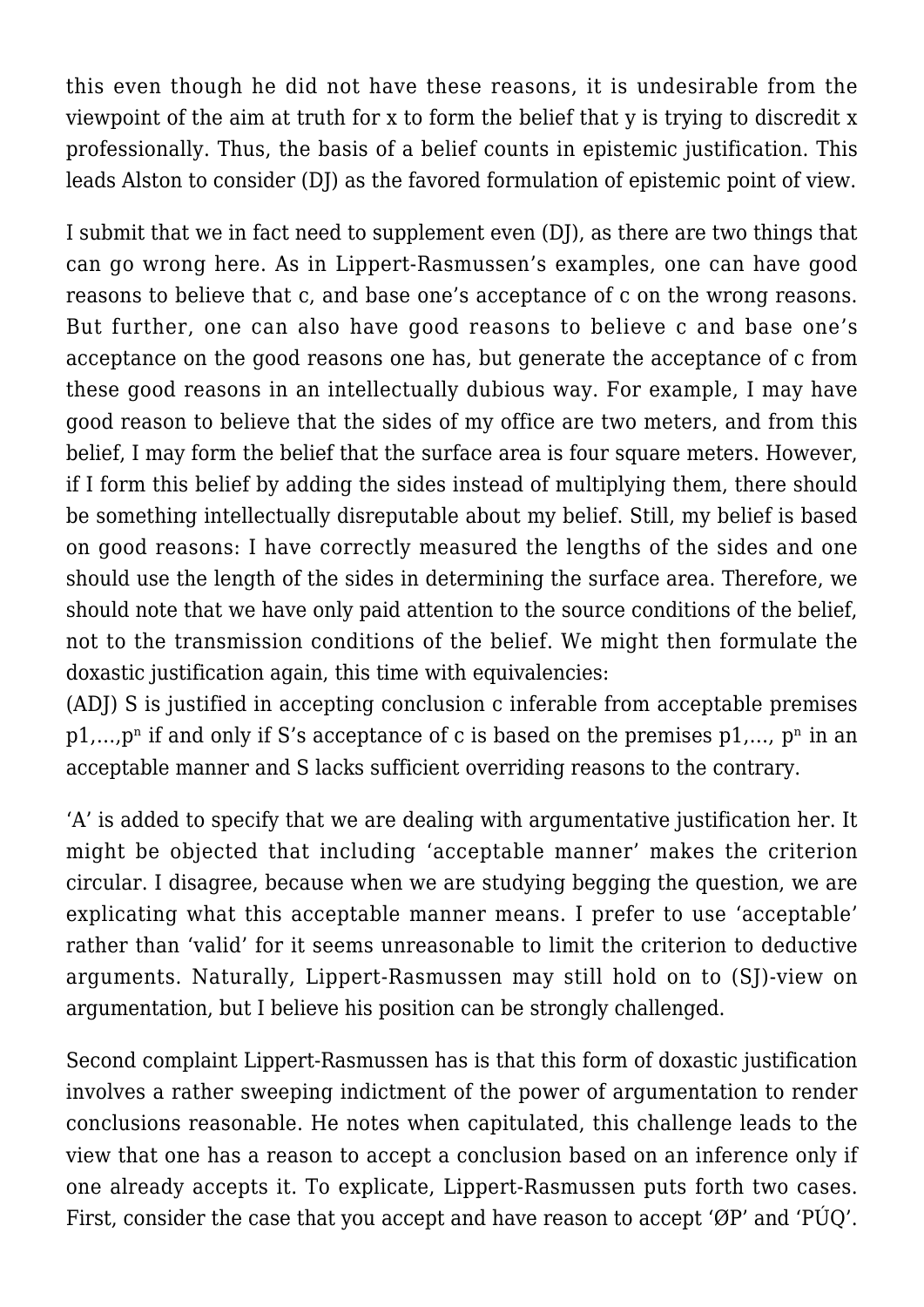this even though he did not have these reasons, it is undesirable from the viewpoint of the aim at truth for x to form the belief that y is trying to discredit x professionally. Thus, the basis of a belief counts in epistemic justification. This leads Alston to consider (DJ) as the favored formulation of epistemic point of view.

I submit that we in fact need to supplement even (DJ), as there are two things that can go wrong here. As in Lippert-Rasmussen's examples, one can have good reasons to believe that c, and base one's acceptance of c on the wrong reasons. But further, one can also have good reasons to believe c and base one's acceptance on the good reasons one has, but generate the acceptance of c from these good reasons in an intellectually dubious way. For example, I may have good reason to believe that the sides of my office are two meters, and from this belief, I may form the belief that the surface area is four square meters. However, if I form this belief by adding the sides instead of multiplying them, there should be something intellectually disreputable about my belief. Still, my belief is based on good reasons: I have correctly measured the lengths of the sides and one should use the length of the sides in determining the surface area. Therefore, we should note that we have only paid attention to the source conditions of the belief, not to the transmission conditions of the belief. We might then formulate the doxastic justification again, this time with equivalencies:

(ADJ) S is justified in accepting conclusion c inferable from acceptable premises $p1,\ldots,p^n$ if and only if S's acceptance of c is based on the premises $p1,\ldots, p^n$ in an acceptable manner and S lacks sufficient overriding reasons to the contrary.

'A' is added to specify that we are dealing with argumentative justification her. It might be objected that including 'acceptable manner' makes the criterion circular. I disagree, because when we are studying begging the question, we are explicating what this acceptable manner means. I prefer to use 'acceptable' rather than 'valid' for it seems unreasonable to limit the criterion to deductive arguments. Naturally, Lippert-Rasmussen may still hold on to (SJ)-view on argumentation, but I believe his position can be strongly challenged.

Second complaint Lippert-Rasmussen has is that this form of doxastic justification involves a rather sweeping indictment of the power of argumentation to render conclusions reasonable. He notes when capitulated, this challenge leads to the view that one has a reason to accept a conclusion based on an inference only if one already accepts it. To explicate, Lippert-Rasmussen puts forth two cases. First, consider the case that you accept and have reason to accept 'ØP' and 'PÚQ'.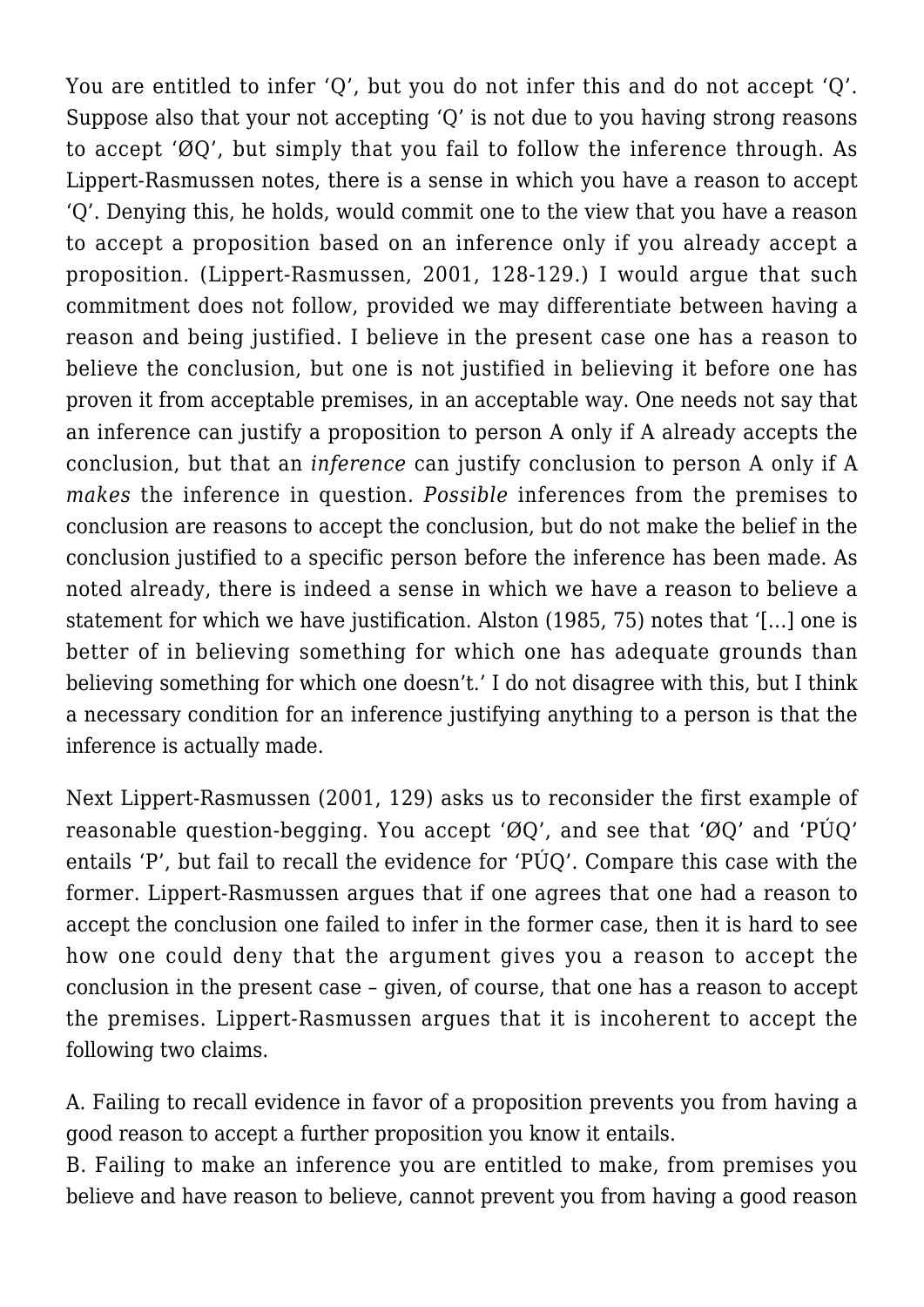You are entitled to infer 'Q', but you do not infer this and do not accept 'Q'. Suppose also that your not accepting 'Q' is not due to you having strong reasons to accept 'ØQ', but simply that you fail to follow the inference through. As Lippert-Rasmussen notes, there is a sense in which you have a reason to accept 'Q'. Denying this, he holds, would commit one to the view that you have a reason to accept a proposition based on an inference only if you already accept a proposition. (Lippert-Rasmussen, 2001, 128-129.) I would argue that such commitment does not follow, provided we may differentiate between having a reason and being justified. I believe in the present case one has a reason to believe the conclusion, but one is not justified in believing it before one has proven it from acceptable premises, in an acceptable way. One needs not say that an inference can justify a proposition to person A only if A already accepts the conclusion, but that an *inference* can justify conclusion to person A only if A *makes* the inference in question. *Possible* inferences from the premises to conclusion are reasons to accept the conclusion, but do not make the belief in the conclusion justified to a specific person before the inference has been made. As noted already, there is indeed a sense in which we have a reason to believe a statement for which we have justification. Alston (1985, 75) notes that '[…] one is better of in believing something for which one has adequate grounds than believing something for which one doesn't.' I do not disagree with this, but I think a necessary condition for an inference justifying anything to a person is that the inference is actually made.

Next Lippert-Rasmussen (2001, 129) asks us to reconsider the first example of reasonable question-begging. You accept 'ØQ', and see that 'ØQ' and 'PÚQ' entails 'P', but fail to recall the evidence for 'PÚQ'. Compare this case with the former. Lippert-Rasmussen argues that if one agrees that one had a reason to accept the conclusion one failed to infer in the former case, then it is hard to see how one could deny that the argument gives you a reason to accept the conclusion in the present case – given, of course, that one has a reason to accept the premises. Lippert-Rasmussen argues that it is incoherent to accept the following two claims.

A. Failing to recall evidence in favor of a proposition prevents you from having a good reason to accept a further proposition you know it entails.  
B. Failing to make an inference you are entitled to make, from premises you believe and have reason to believe, cannot prevent you from having a good reason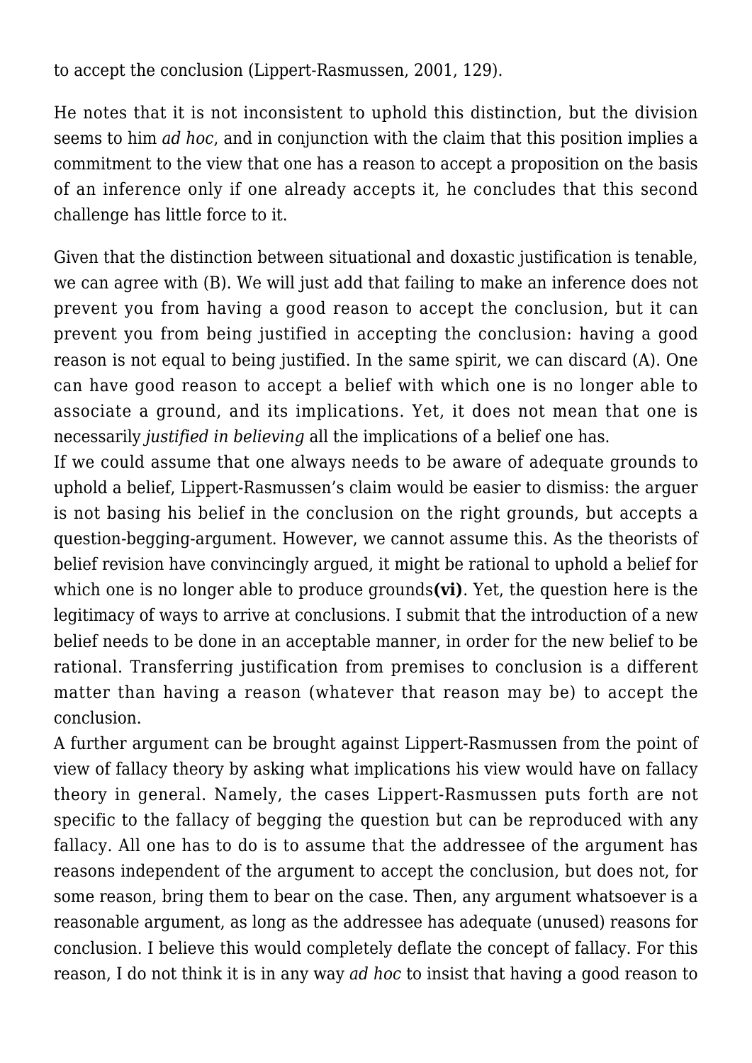to accept the conclusion (Lippert-Rasmussen, 2001, 129).

He notes that it is not inconsistent to uphold this distinction, but the division seems to him *ad hoc*, and in conjunction with the claim that this position implies a commitment to the view that one has a reason to accept a proposition on the basis of an inference only if one already accepts it, he concludes that this second challenge has little force to it.

Given that the distinction between situational and doxastic justification is tenable, we can agree with (B). We will just add that failing to make an inference does not prevent you from having a good reason to accept the conclusion, but it can prevent you from being justified in accepting the conclusion: having a good reason is not equal to being justified. In the same spirit, we can discard (A). One can have good reason to accept a belief with which one is no longer able to associate a ground, and its implications. Yet, it does not mean that one is necessarily *justified in believing* all the implications of a belief one has.

If we could assume that one always needs to be aware of adequate grounds to uphold a belief, Lippert-Rasmussen's claim would be easier to dismiss: the arguer is not basing his belief in the conclusion on the right grounds, but accepts a question-begging-argument. However, we cannot assume this. As the theorists of belief revision have convincingly argued, it might be rational to uphold a belief for which one is no longer able to produce grounds**(vi)**. Yet, the question here is the legitimacy of ways to arrive at conclusions. I submit that the introduction of a new belief needs to be done in an acceptable manner, in order for the new belief to be rational. Transferring justification from premises to conclusion is a different matter than having a reason (whatever that reason may be) to accept the conclusion.

A further argument can be brought against Lippert-Rasmussen from the point of view of fallacy theory by asking what implications his view would have on fallacy theory in general. Namely, the cases Lippert-Rasmussen puts forth are not specific to the fallacy of begging the question but can be reproduced with any fallacy. All one has to do is to assume that the addressee of the argument has reasons independent of the argument to accept the conclusion, but does not, for some reason, bring them to bear on the case. Then, any argument whatsoever is a reasonable argument, as long as the addressee has adequate (unused) reasons for conclusion. I believe this would completely deflate the concept of fallacy. For this reason, I do not think it is in any way *ad hoc* to insist that having a good reason to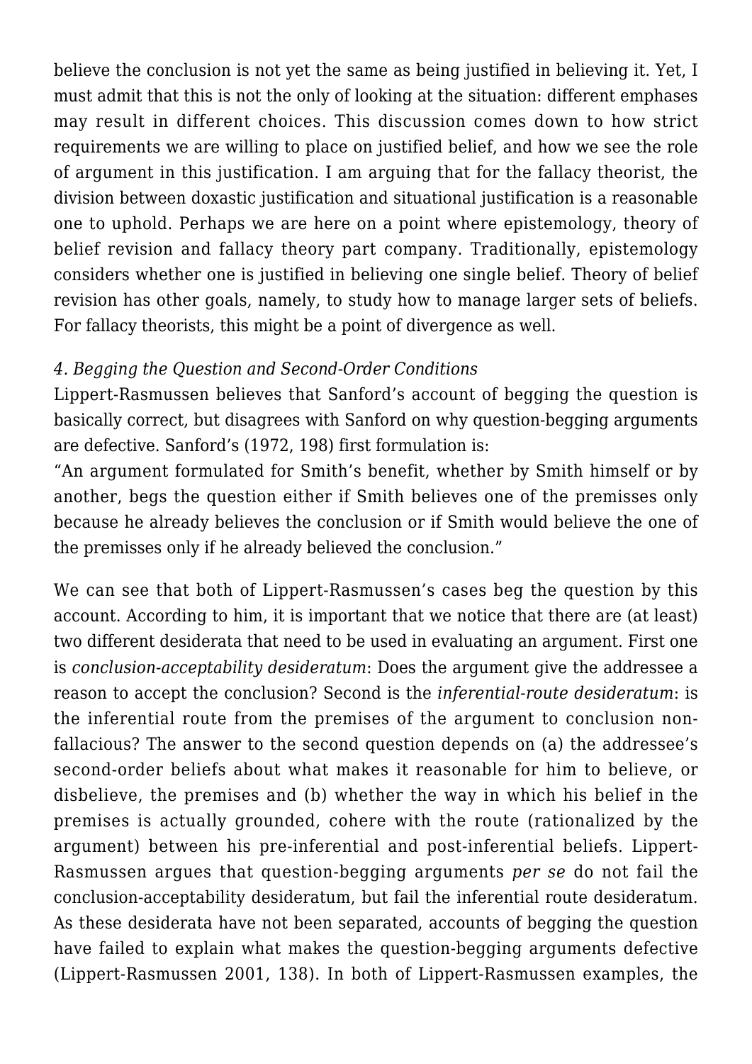believe the conclusion is not yet the same as being justified in believing it. Yet, I must admit that this is not the only of looking at the situation: different emphases may result in different choices. This discussion comes down to how strict requirements we are willing to place on justified belief, and how we see the role of argument in this justification. I am arguing that for the fallacy theorist, the division between doxastic justification and situational justification is a reasonable one to uphold. Perhaps we are here on a point where epistemology, theory of belief revision and fallacy theory part company. Traditionally, epistemology considers whether one is justified in believing one single belief. Theory of belief revision has other goals, namely, to study how to manage larger sets of beliefs. For fallacy theorists, this might be a point of divergence as well.

*4. Begging the Question and Second-Order Conditions*

Lippert-Rasmussen believes that Sanford's account of begging the question is basically correct, but disagrees with Sanford on why question-begging arguments are defective. Sanford's (1972, 198) first formulation is:

"An argument formulated for Smith's benefit, whether by Smith himself or by another, begs the question either if Smith believes one of the premisses only because he already believes the conclusion or if Smith would believe the one of the premisses only if he already believed the conclusion."

We can see that both of Lippert-Rasmussen's cases beg the question by this account. According to him, it is important that we notice that there are (at least) two different desiderata that need to be used in evaluating an argument. First one is *conclusion-acceptability desideratum*: Does the argument give the addressee a reason to accept the conclusion? Second is the *inferential-route desideratum*: is the inferential route from the premises of the argument to conclusion non-fallacious? The answer to the second question depends on (a) the addressee's second-order beliefs about what makes it reasonable for him to believe, or disbelieve, the premises and (b) whether the way in which his belief in the premises is actually grounded, cohere with the route (rationalized by the argument) between his pre-inferential and post-inferential beliefs. Lippert-Rasmussen argues that question-begging arguments *per se* do not fail the conclusion-acceptability desideratum, but fail the inferential route desideratum. As these desiderata have not been separated, accounts of begging the question have failed to explain what makes the question-begging arguments defective (Lippert-Rasmussen 2001, 138). In both of Lippert-Rasmussen examples, the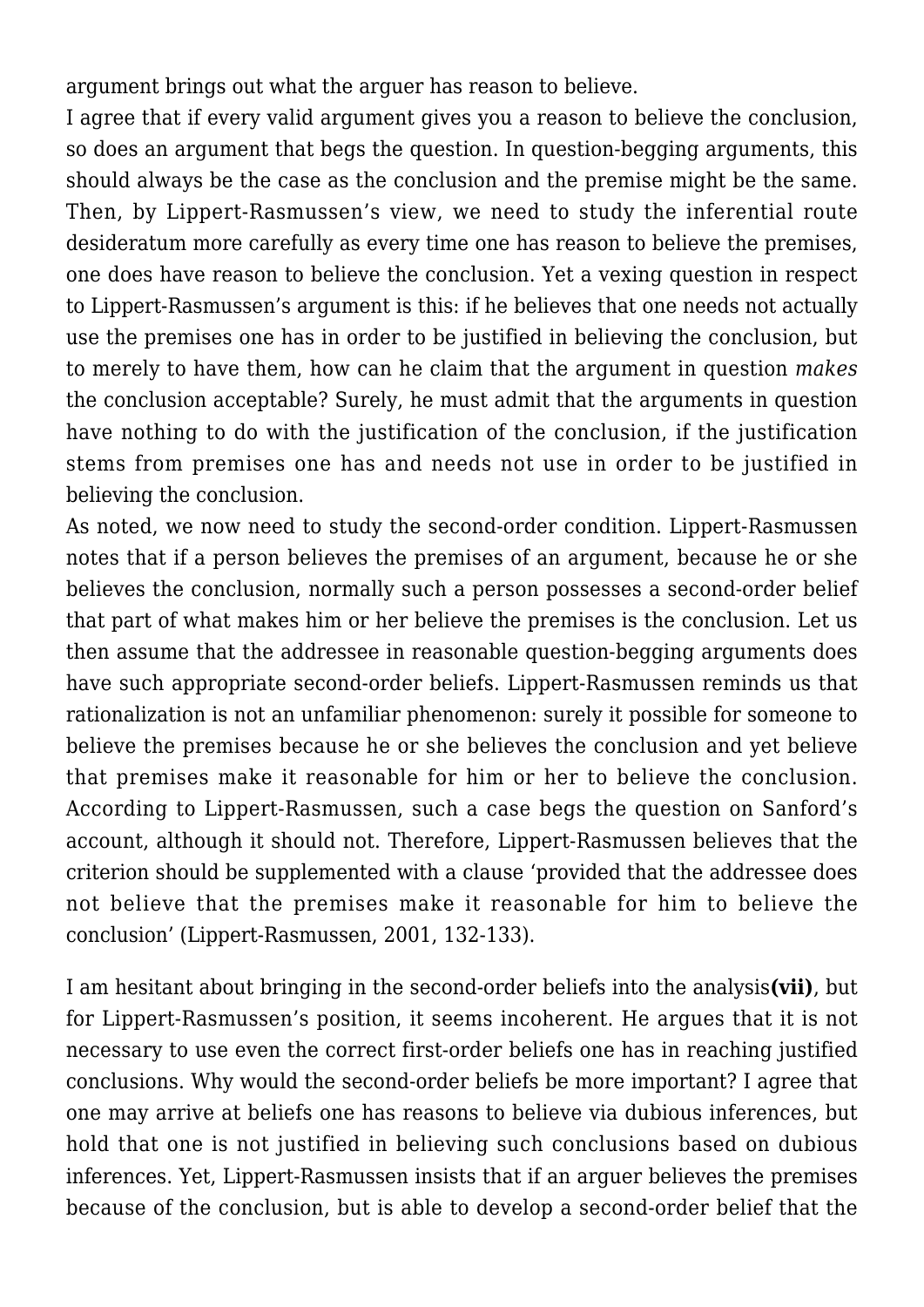argument brings out what the arguer has reason to believe.

I agree that if every valid argument gives you a reason to believe the conclusion, so does an argument that begs the question. In question-begging arguments, this should always be the case as the conclusion and the premise might be the same. Then, by Lippert-Rasmussen's view, we need to study the inferential route desideratum more carefully as every time one has reason to believe the premises, one does have reason to believe the conclusion. Yet a vexing question in respect to Lippert-Rasmussen's argument is this: if he believes that one needs not actually use the premises one has in order to be justified in believing the conclusion, but to merely to have them, how can he claim that the argument in question *makes* the conclusion acceptable? Surely, he must admit that the arguments in question have nothing to do with the justification of the conclusion, if the justification stems from premises one has and needs not use in order to be justified in believing the conclusion.

As noted, we now need to study the second-order condition. Lippert-Rasmussen notes that if a person believes the premises of an argument, because he or she believes the conclusion, normally such a person possesses a second-order belief that part of what makes him or her believe the premises is the conclusion. Let us then assume that the addressee in reasonable question-begging arguments does have such appropriate second-order beliefs. Lippert-Rasmussen reminds us that rationalization is not an unfamiliar phenomenon: surely it possible for someone to believe the premises because he or she believes the conclusion and yet believe that premises make it reasonable for him or her to believe the conclusion. According to Lippert-Rasmussen, such a case begs the question on Sanford's account, although it should not. Therefore, Lippert-Rasmussen believes that the criterion should be supplemented with a clause 'provided that the addressee does not believe that the premises make it reasonable for him to believe the conclusion' (Lippert-Rasmussen, 2001, 132-133).

I am hesitant about bringing in the second-order beliefs into the analysis**(vii)**, but for Lippert-Rasmussen's position, it seems incoherent. He argues that it is not necessary to use even the correct first-order beliefs one has in reaching justified conclusions. Why would the second-order beliefs be more important? I agree that one may arrive at beliefs one has reasons to believe via dubious inferences, but hold that one is not justified in believing such conclusions based on dubious inferences. Yet, Lippert-Rasmussen insists that if an arguer believes the premises because of the conclusion, but is able to develop a second-order belief that the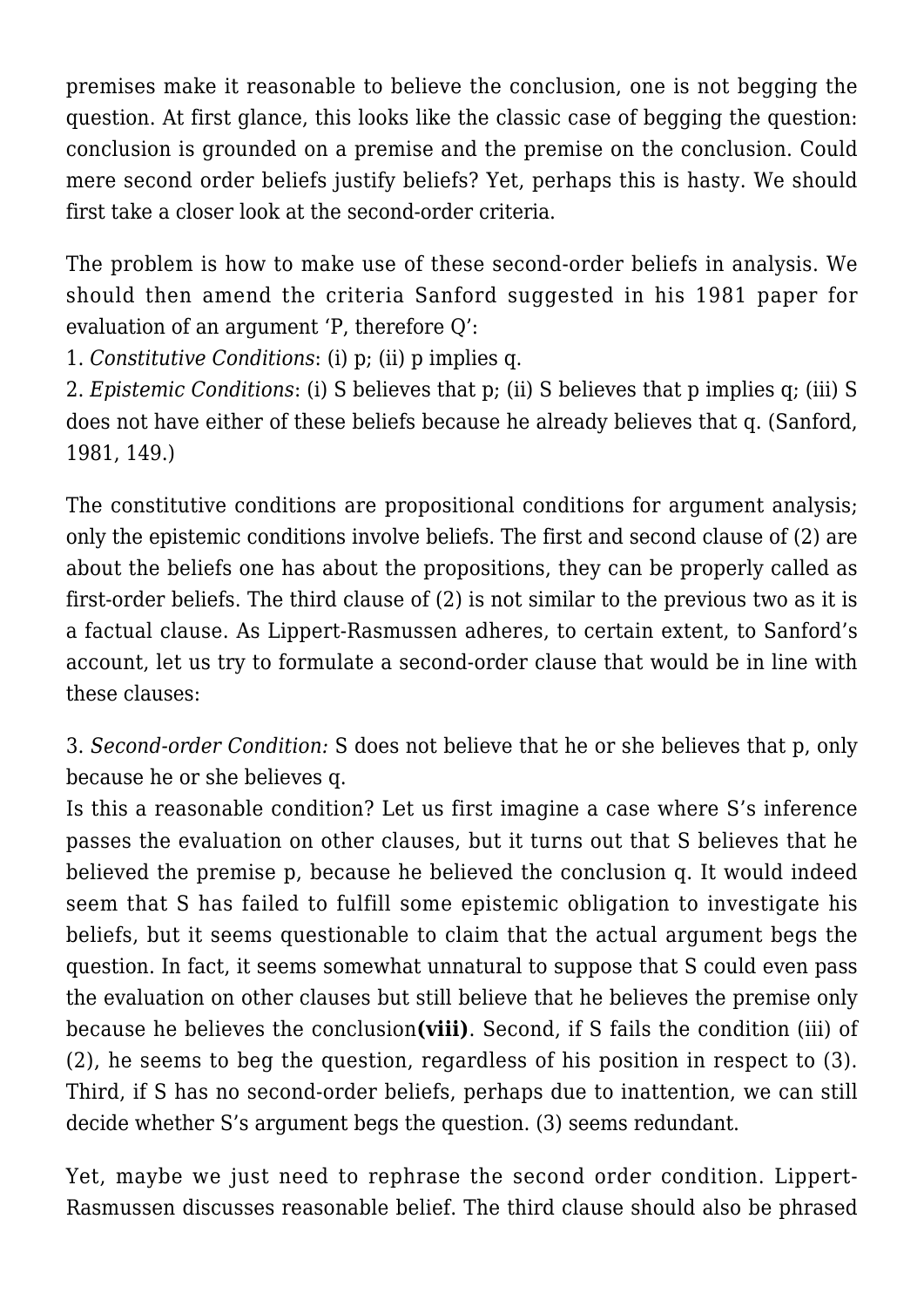premises make it reasonable to believe the conclusion, one is not begging the question. At first glance, this looks like the classic case of begging the question: conclusion is grounded on a premise and the premise on the conclusion. Could mere second order beliefs justify beliefs? Yet, perhaps this is hasty. We should first take a closer look at the second-order criteria.

The problem is how to make use of these second-order beliefs in analysis. We should then amend the criteria Sanford suggested in his 1981 paper for evaluation of an argument 'P, therefore Q':

1. *Constitutive Conditions*: (i) p; (ii) p implies q.
2. *Epistemic Conditions*: (i) S believes that p; (ii) S believes that p implies q; (iii) S does not have either of these beliefs because he already believes that q. (Sanford, 1981, 149.)

The constitutive conditions are propositional conditions for argument analysis; only the epistemic conditions involve beliefs. The first and second clause of (2) are about the beliefs one has about the propositions, they can be properly called as first-order beliefs. The third clause of (2) is not similar to the previous two as it is a factual clause. As Lippert-Rasmussen adheres, to certain extent, to Sanford's account, let us try to formulate a second-order clause that would be in line with these clauses:

3. *Second-order Condition:* S does not believe that he or she believes that p, only because he or she believes q.

Is this a reasonable condition? Let us first imagine a case where S's inference passes the evaluation on other clauses, but it turns out that S believes that he believed the premise p, because he believed the conclusion q. It would indeed seem that S has failed to fulfill some epistemic obligation to investigate his beliefs, but it seems questionable to claim that the actual argument begs the question. In fact, it seems somewhat unnatural to suppose that S could even pass the evaluation on other clauses but still believe that he believes the premise only because he believes the conclusion**(viii)**. Second, if S fails the condition (iii) of (2), he seems to beg the question, regardless of his position in respect to (3). Third, if S has no second-order beliefs, perhaps due to inattention, we can still decide whether S's argument begs the question. (3) seems redundant.

Yet, maybe we just need to rephrase the second order condition. Lippert-Rasmussen discusses reasonable belief. The third clause should also be phrased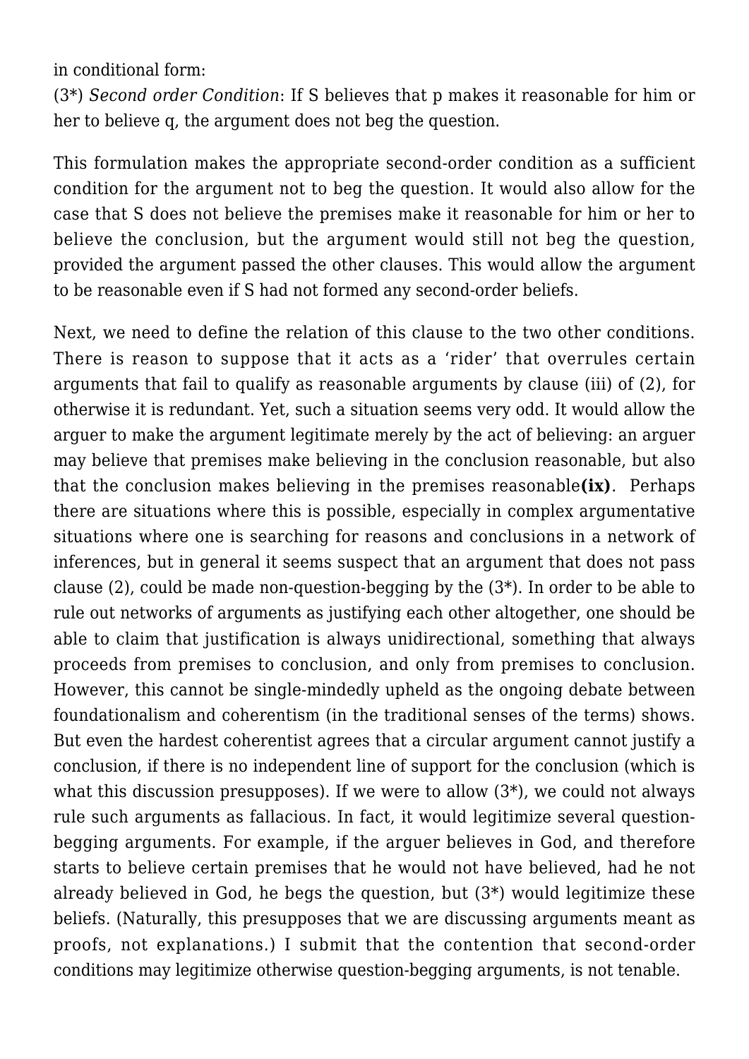in conditional form:

(3*) *Second order Condition*: If S believes that p makes it reasonable for him or her to believe q, the argument does not beg the question.

This formulation makes the appropriate second-order condition as a sufficient condition for the argument not to beg the question. It would also allow for the case that S does not believe the premises make it reasonable for him or her to believe the conclusion, but the argument would still not beg the question, provided the argument passed the other clauses. This would allow the argument to be reasonable even if S had not formed any second-order beliefs.

Next, we need to define the relation of this clause to the two other conditions. There is reason to suppose that it acts as a 'rider' that overrules certain arguments that fail to qualify as reasonable arguments by clause (iii) of (2), for otherwise it is redundant. Yet, such a situation seems very odd. It would allow the arguer to make the argument legitimate merely by the act of believing: an arguer may believe that premises make believing in the conclusion reasonable, but also that the conclusion makes believing in the premises reasonable**(ix)**. Perhaps there are situations where this is possible, especially in complex argumentative situations where one is searching for reasons and conclusions in a network of inferences, but in general it seems suspect that an argument that does not pass clause (2), could be made non-question-begging by the (3*). In order to be able to rule out networks of arguments as justifying each other altogether, one should be able to claim that justification is always unidirectional, something that always proceeds from premises to conclusion, and only from premises to conclusion. However, this cannot be single-mindedly upheld as the ongoing debate between foundationalism and coherentism (in the traditional senses of the terms) shows. But even the hardest coherentist agrees that a circular argument cannot justify a conclusion, if there is no independent line of support for the conclusion (which is what this discussion presupposes). If we were to allow (3*), we could not always rule such arguments as fallacious. In fact, it would legitimize several question-begging arguments. For example, if the arguer believes in God, and therefore starts to believe certain premises that he would not have believed, had he not already believed in God, he begs the question, but (3*) would legitimize these beliefs. (Naturally, this presupposes that we are discussing arguments meant as proofs, not explanations.) I submit that the contention that second-order conditions may legitimize otherwise question-begging arguments, is not tenable.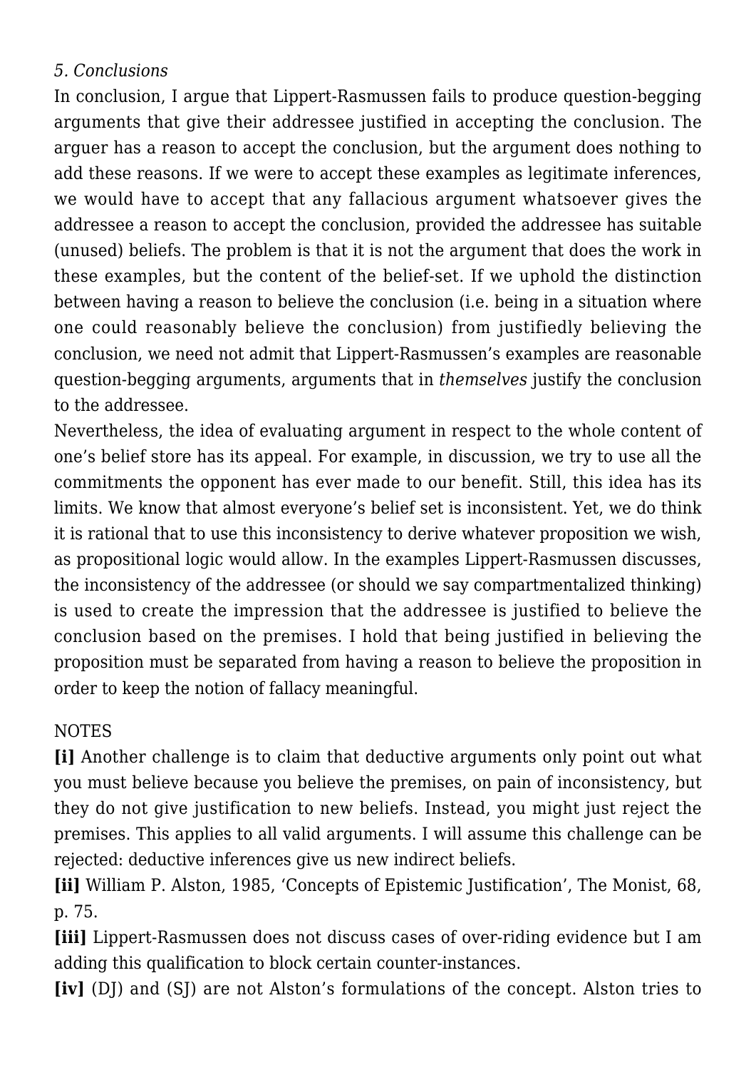*5. Conclusions*

In conclusion, I argue that Lippert-Rasmussen fails to produce question-begging arguments that give their addressee justified in accepting the conclusion. The arguer has a reason to accept the conclusion, but the argument does nothing to add these reasons. If we were to accept these examples as legitimate inferences, we would have to accept that any fallacious argument whatsoever gives the addressee a reason to accept the conclusion, provided the addressee has suitable (unused) beliefs. The problem is that it is not the argument that does the work in these examples, but the content of the belief-set. If we uphold the distinction between having a reason to believe the conclusion (i.e. being in a situation where one could reasonably believe the conclusion) from justifiedly believing the conclusion, we need not admit that Lippert-Rasmussen's examples are reasonable question-begging arguments, arguments that in *themselves* justify the conclusion to the addressee.

Nevertheless, the idea of evaluating argument in respect to the whole content of one's belief store has its appeal. For example, in discussion, we try to use all the commitments the opponent has ever made to our benefit. Still, this idea has its limits. We know that almost everyone's belief set is inconsistent. Yet, we do think it is rational that to use this inconsistency to derive whatever proposition we wish, as propositional logic would allow. In the examples Lippert-Rasmussen discusses, the inconsistency of the addressee (or should we say compartmentalized thinking) is used to create the impression that the addressee is justified to believe the conclusion based on the premises. I hold that being justified in believing the proposition must be separated from having a reason to believe the proposition in order to keep the notion of fallacy meaningful.

NOTES

**[i]** Another challenge is to claim that deductive arguments only point out what you must believe because you believe the premises, on pain of inconsistency, but they do not give justification to new beliefs. Instead, you might just reject the premises. This applies to all valid arguments. I will assume this challenge can be rejected: deductive inferences give us new indirect beliefs.

**[ii]** William P. Alston, 1985, 'Concepts of Epistemic Justification', The Monist, 68, p. 75.

**[iii]** Lippert-Rasmussen does not discuss cases of over-riding evidence but I am adding this qualification to block certain counter-instances.

**[iv]** (DJ) and (SJ) are not Alston's formulations of the concept. Alston tries to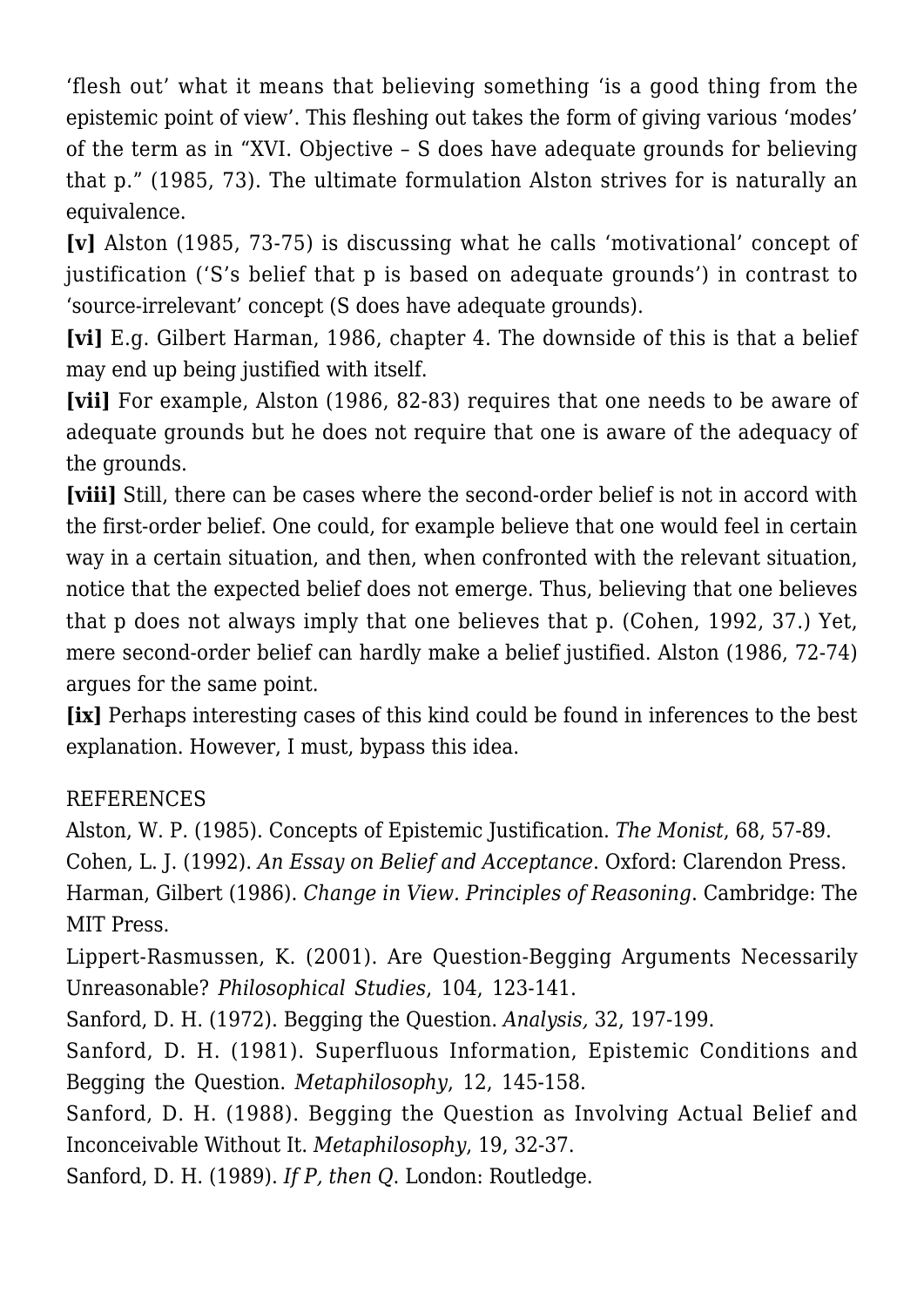'flesh out' what it means that believing something 'is a good thing from the epistemic point of view'. This fleshing out takes the form of giving various 'modes' of the term as in "XVI. Objective – S does have adequate grounds for believing that p." (1985, 73). The ultimate formulation Alston strives for is naturally an equivalence.

**[v]** Alston (1985, 73-75) is discussing what he calls 'motivational' concept of justification ('S's belief that p is based on adequate grounds') in contrast to 'source-irrelevant' concept (S does have adequate grounds).

**[vi]** E.g. Gilbert Harman, 1986, chapter 4. The downside of this is that a belief may end up being justified with itself.

**[vii]** For example, Alston (1986, 82-83) requires that one needs to be aware of adequate grounds but he does not require that one is aware of the adequacy of the grounds.

**[viii]** Still, there can be cases where the second-order belief is not in accord with the first-order belief. One could, for example believe that one would feel in certain way in a certain situation, and then, when confronted with the relevant situation, notice that the expected belief does not emerge. Thus, believing that one believes that p does not always imply that one believes that p. (Cohen, 1992, 37.) Yet, mere second-order belief can hardly make a belief justified. Alston (1986, 72-74) argues for the same point.

**[ix]** Perhaps interesting cases of this kind could be found in inferences to the best explanation. However, I must, bypass this idea.

REFERENCES

Alston, W. P. (1985). Concepts of Epistemic Justification. *The Monist*, 68, 57-89.

Cohen, L. J. (1992). *An Essay on Belief and Acceptance*. Oxford: Clarendon Press.

Harman, Gilbert (1986). *Change in View. Principles of Reasoning*. Cambridge: The MIT Press.

Lippert-Rasmussen, K. (2001). Are Question-Begging Arguments Necessarily Unreasonable? *Philosophical Studies*, 104, 123-141.

Sanford, D. H. (1972). Begging the Question. *Analysis,* 32, 197-199.

Sanford, D. H. (1981). Superfluous Information, Epistemic Conditions and Begging the Question. *Metaphilosophy*, 12, 145-158.

Sanford, D. H. (1988). Begging the Question as Involving Actual Belief and Inconceivable Without It. *Metaphilosophy*, 19, 32-37.

Sanford, D. H. (1989). *If P, then Q*. London: Routledge.